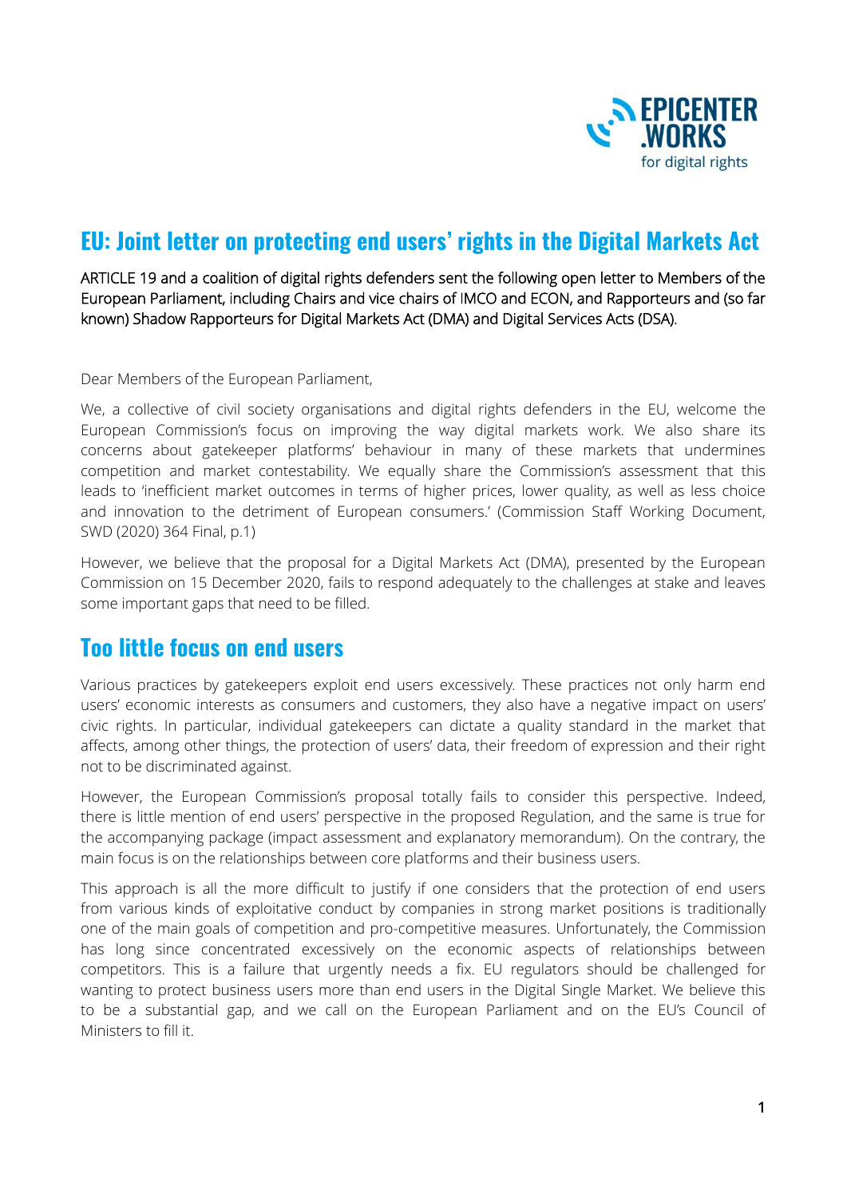# EU: Joint letter on protecting end users' rights in the Digital Markets Act

ARTICLE 19 and a coalition of digital rights defenders sent the following open letter to Members of the European Parliament, including Chairs and vice chairs of IMCO and ECON, and Rapporteurs and (so far known) Shadow Rapporteurs for Digital Markets Act (DMA) and Digital Services Acts (DSA).

Dear Members of the European Parliament,

We, a collective of civil society organisations and digital rights defenders in the EU, welcome the European Commission's focus on improving the way digital markets work. We also share its concerns about gatekeeper platforms' behaviour in many of these markets that undermines competition and market contestability. We equally share the Commission's assessment that this leads to 'inefficient market outcomes in terms of higher prices, lower quality, as well as less choice and innovation to the detriment of European consumers.' (Commission Staff Working Document, SWD (2020) 364 Final, p.1)

However, we believe that the proposal for a Digital Markets Act (DMA), presented by the European Commission on 15 December 2020, fails to respond adequately to the challenges at stake and leaves some important gaps that need to be filled.

## Too little focus on end users

Various practices by gatekeepers exploit end users excessively. These practices not only harm end users' economic interests as consumers and customers, they also have a negative impact on users' civic rights. In particular, individual gatekeepers can dictate a quality standard in the market that affects, among other things, the protection of users' data, their freedom of expression and their right not to be discriminated against.

However, the European Commission's proposal totally fails to consider this perspective. Indeed, there is little mention of end users' perspective in the proposed Regulation, and the same is true for the accompanying package (impact assessment and explanatory memorandum). On the contrary, the main focus is on the relationships between core platforms and their business users.

This approach is all the more difficult to justify if one considers that the protection of end users from various kinds of exploitative conduct by companies in strong market positions is traditionally one of the main goals of competition and pro-competitive measures. Unfortunately, the Commission has long since concentrated excessively on the economic aspects of relationships between competitors. This is a failure that urgently needs a fix. EU regulators should be challenged for wanting to protect business users more than end users in the Digital Single Market. We believe this to be a substantial gap, and we call on the European Parliament and on the EU's Council of Ministers to fill it.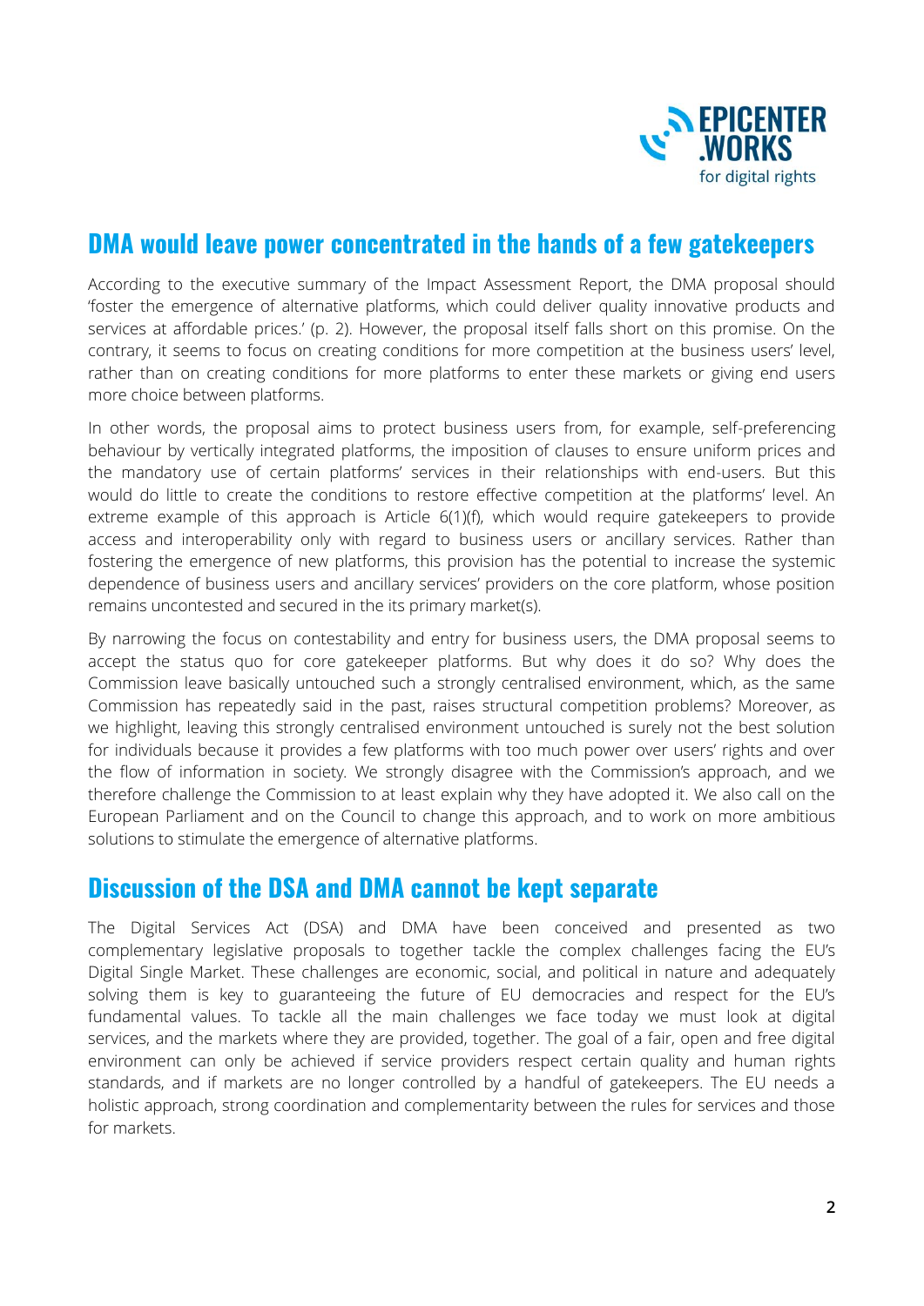## DMA would leave power concentrated in the hands of a few gatekeepers

According to the executive summary of the Impact Assessment Report, the DMA proposal should 'foster the emergence of alternative platforms, which could deliver quality innovative products and services at affordable prices.' (p. 2). However, the proposal itself falls short on this promise. On the contrary, it seems to focus on creating conditions for more competition at the business users' level, rather than on creating conditions for more platforms to enter these markets or giving end users more choice between platforms.

In other words, the proposal aims to protect business users from, for example, self-preferencing behaviour by vertically integrated platforms, the imposition of clauses to ensure uniform prices and the mandatory use of certain platforms' services in their relationships with end-users. But this would do little to create the conditions to restore effective competition at the platforms' level. An extreme example of this approach is Article 6(1)(f), which would require gatekeepers to provide access and interoperability only with regard to business users or ancillary services. Rather than fostering the emergence of new platforms, this provision has the potential to increase the systemic dependence of business users and ancillary services' providers on the core platform, whose position remains uncontested and secured in the its primary market(s).

By narrowing the focus on contestability and entry for business users, the DMA proposal seems to accept the status quo for core gatekeeper platforms. But why does it do so? Why does the Commission leave basically untouched such a strongly centralised environment, which, as the same Commission has repeatedly said in the past, raises structural competition problems? Moreover, as we highlight, leaving this strongly centralised environment untouched is surely not the best solution for individuals because it provides a few platforms with too much power over users' rights and over the flow of information in society. We strongly disagree with the Commission's approach, and we therefore challenge the Commission to at least explain why they have adopted it. We also call on the European Parliament and on the Council to change this approach, and to work on more ambitious solutions to stimulate the emergence of alternative platforms.

## Discussion of the DSA and DMA cannot be kept separate

The Digital Services Act (DSA) and DMA have been conceived and presented as two complementary legislative proposals to together tackle the complex challenges facing the EU's Digital Single Market. These challenges are economic, social, and political in nature and adequately solving them is key to guaranteeing the future of EU democracies and respect for the EU's fundamental values. To tackle all the main challenges we face today we must look at digital services, and the markets where they are provided, together. The goal of a fair, open and free digital environment can only be achieved if service providers respect certain quality and human rights standards, and if markets are no longer controlled by a handful of gatekeepers. The EU needs a holistic approach, strong coordination and complementarity between the rules for services and those for markets.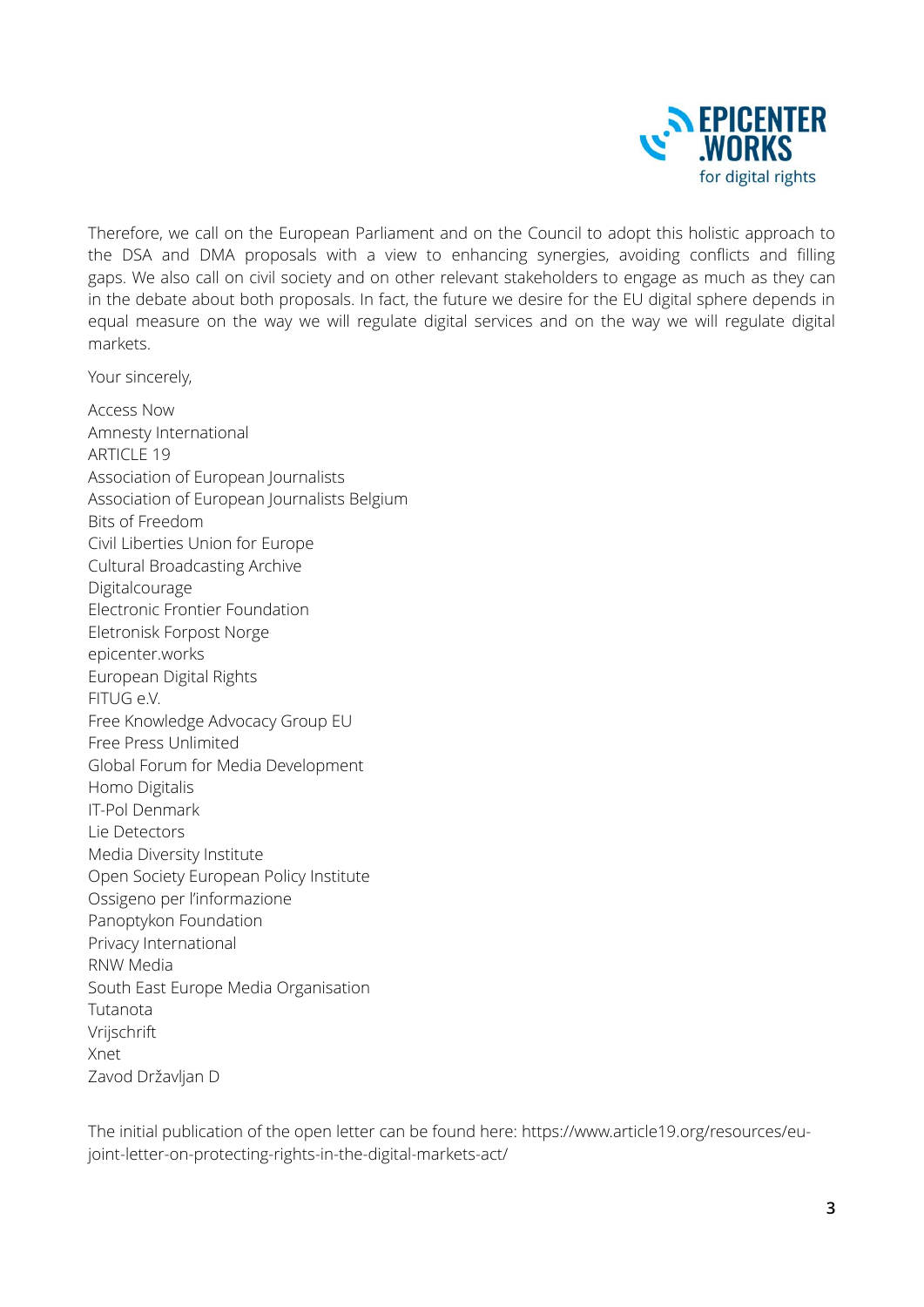Therefore, we call on the European Parliament and on the Council to adopt this holistic approach to the DSA and DMA proposals with a view to enhancing synergies, avoiding conflicts and filling gaps. We also call on civil society and on other relevant stakeholders to engage as much as they can in the debate about both proposals. In fact, the future we desire for the EU digital sphere depends in equal measure on the way we will regulate digital services and on the way we will regulate digital markets.

Your sincerely,

Access Now
Amnesty International
ARTICLE 19
Association of European Journalists
Association of European Journalists Belgium
Bits of Freedom
Civil Liberties Union for Europe
Cultural Broadcasting Archive
Digitalcourage
Electronic Frontier Foundation
Eletronisk Forpost Norge
epicenter.works
European Digital Rights
FITUG e.V.
Free Knowledge Advocacy Group EU
Free Press Unlimited
Global Forum for Media Development
Homo Digitalis
IT-Pol Denmark
Lie Detectors
Media Diversity Institute
Open Society European Policy Institute
Ossigeno per l'informazione
Panoptykon Foundation
Privacy International
RNW Media
South East Europe Media Organisation
Tutanota
Vrijschrift
Xnet
Zavod Državljan D

The initial publication of the open letter can be found here: https://www.article19.org/resources/eu-joint-letter-on-protecting-rights-in-the-digital-markets-act/